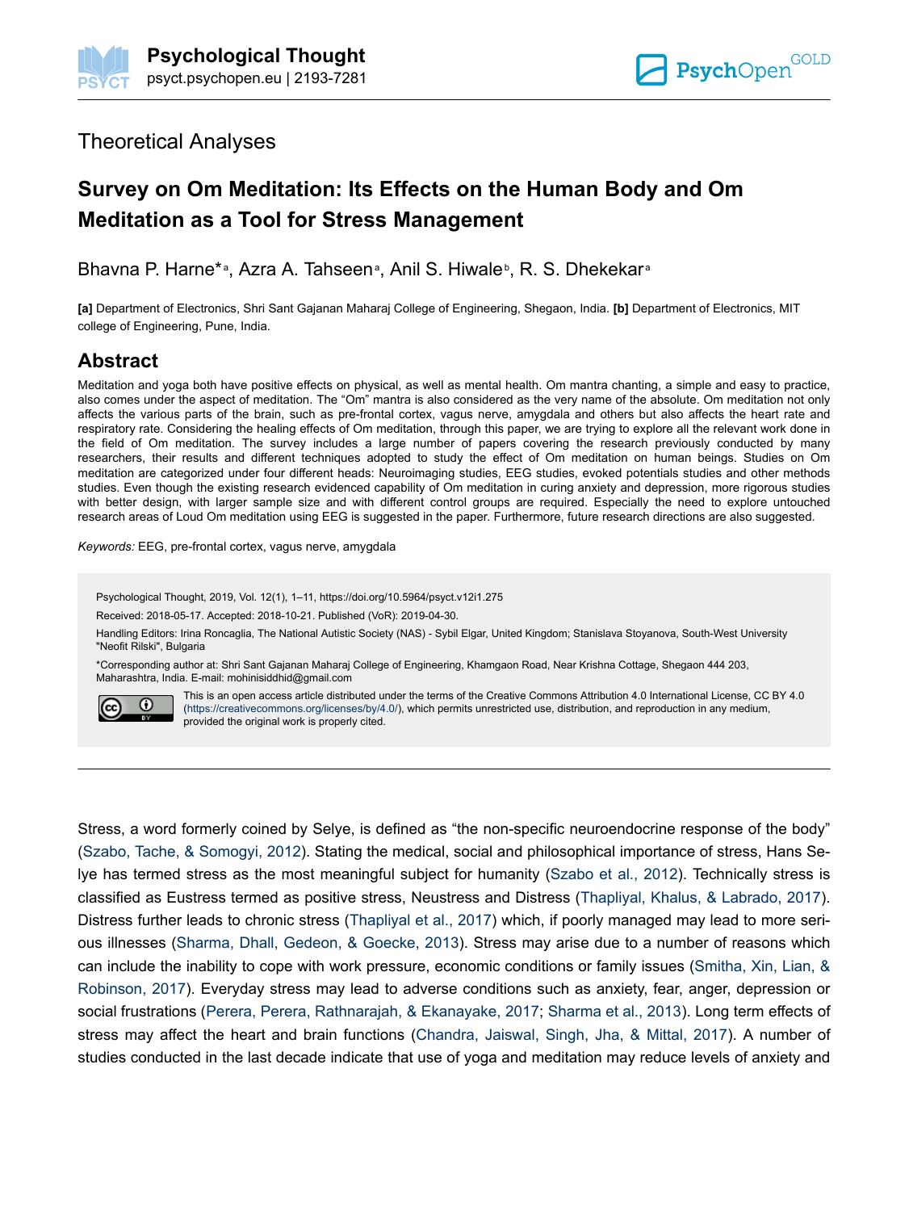Theoretical Analyses

# Survey on Om Meditation: Its Effects on the Human Body and Om Meditation as a Tool for Stress Management

Bhavna P. Harne*[a], Azra A. Tahseen[a], Anil S. Hiwale[b], R. S. Dhekekar[a]

**[a]** Department of Electronics, Shri Sant Gajanan Maharaj College of Engineering, Shegaon, India. **[b]** Department of Electronics, MIT college of Engineering, Pune, India.

## Abstract

Meditation and yoga both have positive effects on physical, as well as mental health. Om mantra chanting, a simple and easy to practice, also comes under the aspect of meditation. The "Om" mantra is also considered as the very name of the absolute. Om meditation not only affects the various parts of the brain, such as pre-frontal cortex, vagus nerve, amygdala and others but also affects the heart rate and respiratory rate. Considering the healing effects of Om meditation, through this paper, we are trying to explore all the relevant work done in the field of Om meditation. The survey includes a large number of papers covering the research previously conducted by many researchers, their results and different techniques adopted to study the effect of Om meditation on human beings. Studies on Om meditation are categorized under four different heads: Neuroimaging studies, EEG studies, evoked potentials studies and other methods studies. Even though the existing research evidenced capability of Om meditation in curing anxiety and depression, more rigorous studies with better design, with larger sample size and with different control groups are required. Especially the need to explore untouched research areas of Loud Om meditation using EEG is suggested in the paper. Furthermore, future research directions are also suggested.

*Keywords:* EEG, pre-frontal cortex, vagus nerve, amygdala

Psychological Thought, 2019, Vol. 12(1), 1–11, https://doi.org/10.5964/psyct.v12i1.275

Received: 2018-05-17. Accepted: 2018-10-21. Published (VoR): 2019-04-30.

Handling Editors: Irina Roncaglia, The National Autistic Society (NAS) - Sybil Elgar, United Kingdom; Stanislava Stoyanova, South-West University "Neofit Rilski", Bulgaria

*Corresponding author at: Shri Sant Gajanan Maharaj College of Engineering, Khamgaon Road, Near Krishna Cottage, Shegaon 444 203, Maharashtra, India. E-mail: mohinisiddhid@gmail.com

This is an open access article distributed under the terms of the Creative Commons Attribution 4.0 International License, CC BY 4.0 (https://creativecommons.org/licenses/by/4.0/), which permits unrestricted use, distribution, and reproduction in any medium, provided the original work is properly cited.

---

Stress, a word formerly coined by Selye, is defined as "the non-specific neuroendocrine response of the body" (Szabo, Tache, & Somogyi, 2012). Stating the medical, social and philosophical importance of stress, Hans Selye has termed stress as the most meaningful subject for humanity (Szabo et al., 2012). Technically stress is classified as Eustress termed as positive stress, Neustress and Distress (Thapliyal, Khalus, & Labrado, 2017). Distress further leads to chronic stress (Thapliyal et al., 2017) which, if poorly managed may lead to more serious illnesses (Sharma, Dhall, Gedeon, & Goecke, 2013). Stress may arise due to a number of reasons which can include the inability to cope with work pressure, economic conditions or family issues (Smitha, Xin, Lian, & Robinson, 2017). Everyday stress may lead to adverse conditions such as anxiety, fear, anger, depression or social frustrations (Perera, Perera, Rathnarajah, & Ekanayake, 2017; Sharma et al., 2013). Long term effects of stress may affect the heart and brain functions (Chandra, Jaiswal, Singh, Jha, & Mittal, 2017). A number of studies conducted in the last decade indicate that use of yoga and meditation may reduce levels of anxiety and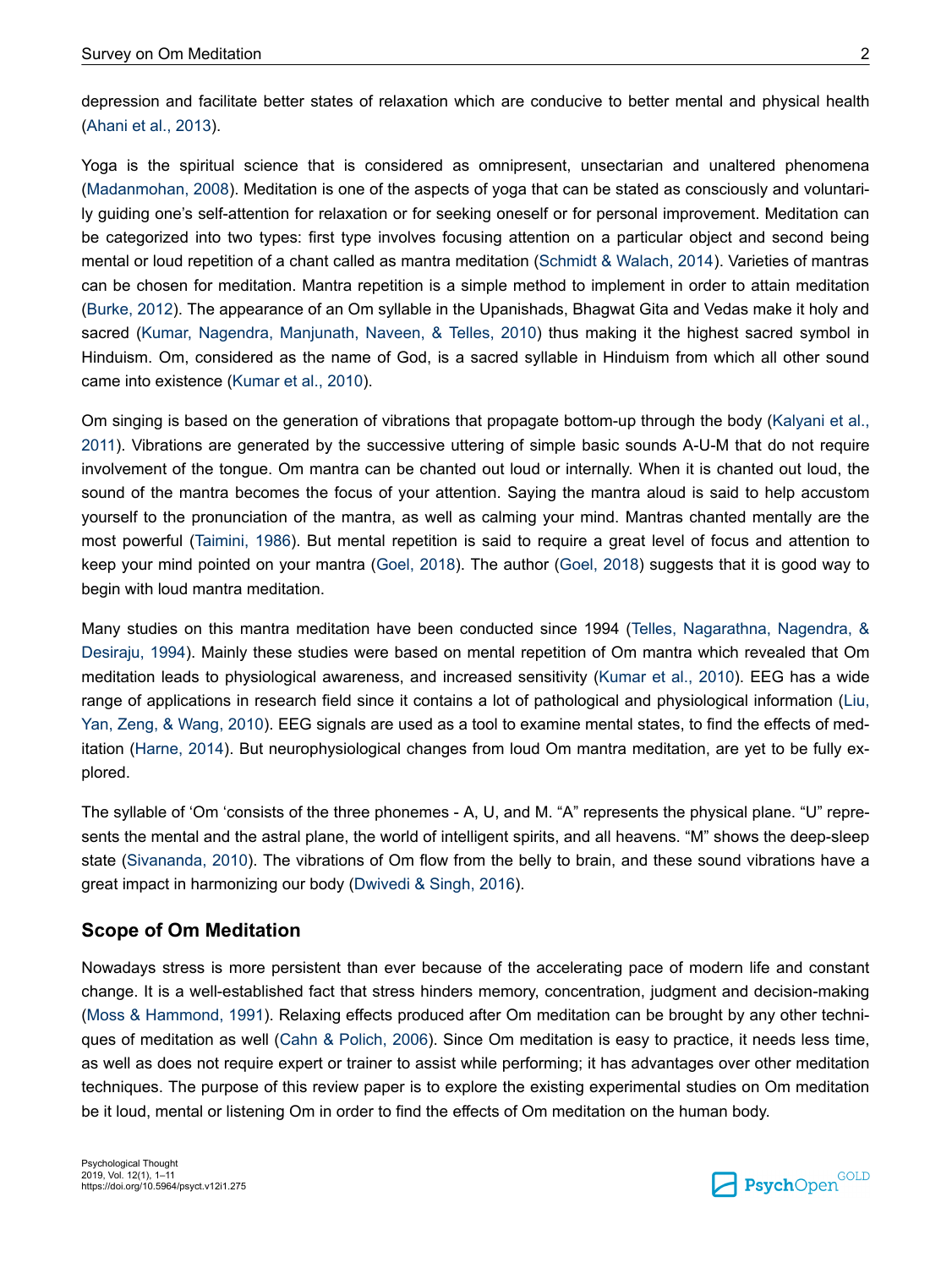depression and facilitate better states of relaxation which are conducive to better mental and physical health (Ahani et al., 2013).

Yoga is the spiritual science that is considered as omnipresent, unsectarian and unaltered phenomena (Madanmohan, 2008). Meditation is one of the aspects of yoga that can be stated as consciously and voluntarily guiding one's self-attention for relaxation or for seeking oneself or for personal improvement. Meditation can be categorized into two types: first type involves focusing attention on a particular object and second being mental or loud repetition of a chant called as mantra meditation (Schmidt & Walach, 2014). Varieties of mantras can be chosen for meditation. Mantra repetition is a simple method to implement in order to attain meditation (Burke, 2012). The appearance of an Om syllable in the Upanishads, Bhagwat Gita and Vedas make it holy and sacred (Kumar, Nagendra, Manjunath, Naveen, & Telles, 2010) thus making it the highest sacred symbol in Hinduism. Om, considered as the name of God, is a sacred syllable in Hinduism from which all other sound came into existence (Kumar et al., 2010).

Om singing is based on the generation of vibrations that propagate bottom-up through the body (Kalyani et al., 2011). Vibrations are generated by the successive uttering of simple basic sounds A-U-M that do not require involvement of the tongue. Om mantra can be chanted out loud or internally. When it is chanted out loud, the sound of the mantra becomes the focus of your attention. Saying the mantra aloud is said to help accustom yourself to the pronunciation of the mantra, as well as calming your mind. Mantras chanted mentally are the most powerful (Taimini, 1986). But mental repetition is said to require a great level of focus and attention to keep your mind pointed on your mantra (Goel, 2018). The author (Goel, 2018) suggests that it is good way to begin with loud mantra meditation.

Many studies on this mantra meditation have been conducted since 1994 (Telles, Nagarathna, Nagendra, & Desiraju, 1994). Mainly these studies were based on mental repetition of Om mantra which revealed that Om meditation leads to physiological awareness, and increased sensitivity (Kumar et al., 2010). EEG has a wide range of applications in research field since it contains a lot of pathological and physiological information (Liu, Yan, Zeng, & Wang, 2010). EEG signals are used as a tool to examine mental states, to find the effects of meditation (Harne, 2014). But neurophysiological changes from loud Om mantra meditation, are yet to be fully explored.

The syllable of 'Om 'consists of the three phonemes - A, U, and M. "A" represents the physical plane. "U" represents the mental and the astral plane, the world of intelligent spirits, and all heavens. "M" shows the deep-sleep state (Sivananda, 2010). The vibrations of Om flow from the belly to brain, and these sound vibrations have a great impact in harmonizing our body (Dwivedi & Singh, 2016).

## Scope of Om Meditation

Nowadays stress is more persistent than ever because of the accelerating pace of modern life and constant change. It is a well-established fact that stress hinders memory, concentration, judgment and decision-making (Moss & Hammond, 1991). Relaxing effects produced after Om meditation can be brought by any other techniques of meditation as well (Cahn & Polich, 2006). Since Om meditation is easy to practice, it needs less time, as well as does not require expert or trainer to assist while performing; it has advantages over other meditation techniques. The purpose of this review paper is to explore the existing experimental studies on Om meditation be it loud, mental or listening Om in order to find the effects of Om meditation on the human body.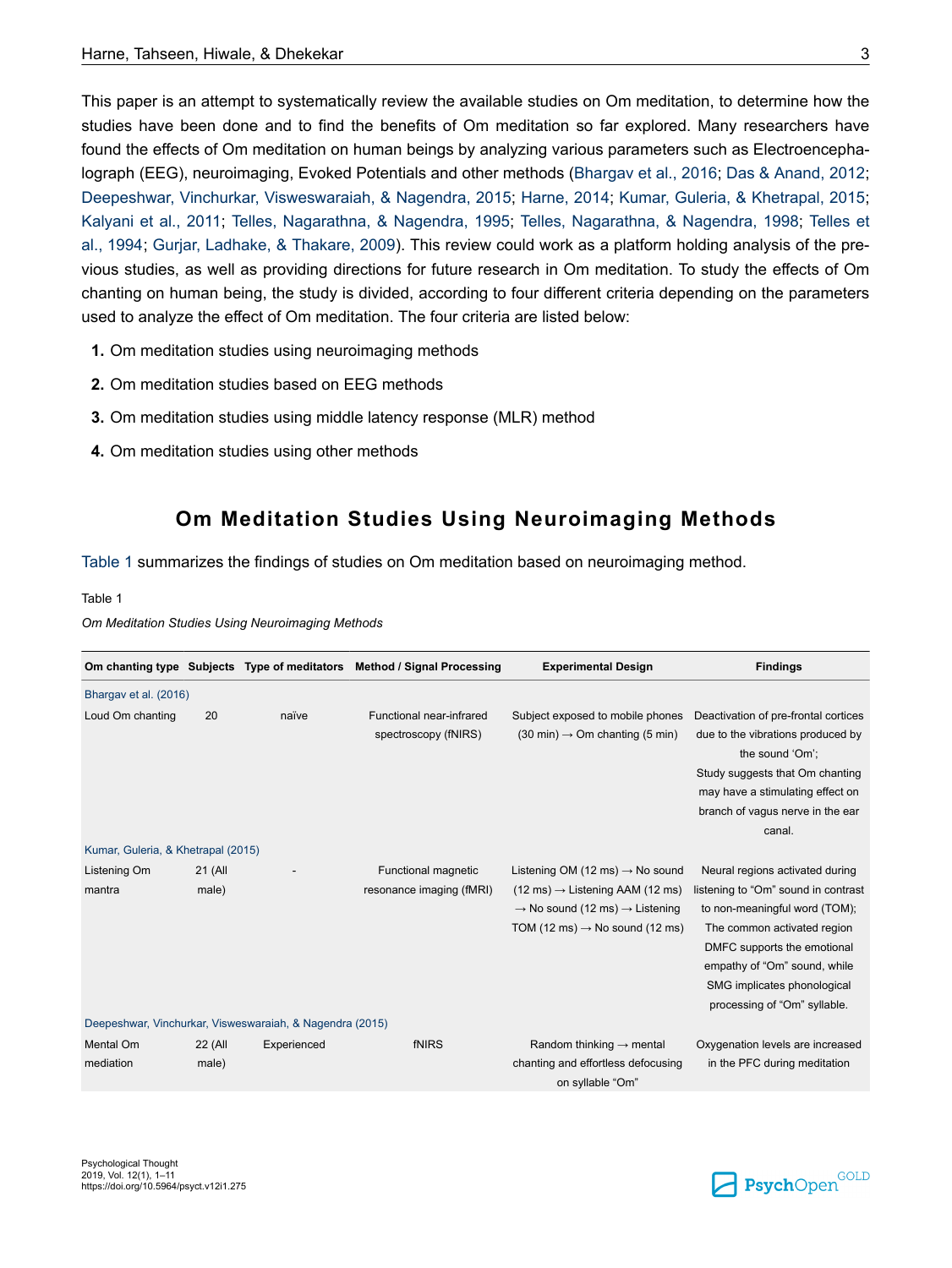This paper is an attempt to systematically review the available studies on Om meditation, to determine how the studies have been done and to find the benefits of Om meditation so far explored. Many researchers have found the effects of Om meditation on human beings by analyzing various parameters such as Electroencephalograph (EEG), neuroimaging, Evoked Potentials and other methods (Bhargav et al., 2016; Das & Anand, 2012; Deepeshwar, Vinchurkar, Visweswaraiah, & Nagendra, 2015; Harne, 2014; Kumar, Guleria, & Khetrapal, 2015; Kalyani et al., 2011; Telles, Nagarathna, & Nagendra, 1995; Telles, Nagarathna, & Nagendra, 1998; Telles et al., 1994; Gurjar, Ladhake, & Thakare, 2009). This review could work as a platform holding analysis of the previous studies, as well as providing directions for future research in Om meditation. To study the effects of Om chanting on human being, the study is divided, according to four different criteria depending on the parameters used to analyze the effect of Om meditation. The four criteria are listed below:

1. Om meditation studies using neuroimaging methods
2. Om meditation studies based on EEG methods
3. Om meditation studies using middle latency response (MLR) method
4. Om meditation studies using other methods

## Om Meditation Studies Using Neuroimaging Methods

Table 1 summarizes the findings of studies on Om meditation based on neuroimaging method.

Table 1

*Om Meditation Studies Using Neuroimaging Methods*

| Om chanting type | Subjects | Type of meditators | Method / Signal Processing | Experimental Design | Findings |
|---|---|---|---|---|---|
| Bhargav et al. (2016) | | | | | |
| Loud Om chanting | 20 | naïve | Functional near-infrared spectroscopy (fNIRS) | Subject exposed to mobile phones (30 min) → Om chanting (5 min) | Deactivation of pre-frontal cortices due to the vibrations produced by the sound 'Om'; Study suggests that Om chanting may have a stimulating effect on branch of vagus nerve in the ear canal. |
| Kumar, Guleria, & Khetrapal (2015) | | | | | |
| Listening Om mantra | 21 (All male) | - | Functional magnetic resonance imaging (fMRI) | Listening OM (12 ms) → No sound (12 ms) → Listening AAM (12 ms) → No sound (12 ms) → Listening TOM (12 ms) → No sound (12 ms) | Neural regions activated during listening to "Om" sound in contrast to non-meaningful word (TOM); The common activated region DMFC supports the emotional empathy of "Om" sound, while SMG implicates phonological processing of "Om" syllable. |
| Deepeshwar, Vinchurkar, Visweswaraiah, & Nagendra (2015) | | | | | |
| Mental Om mediation | 22 (All male) | Experienced | fNIRS | Random thinking → mental chanting and effortless defocusing on syllable "Om" | Oxygenation levels are increased in the PFC during meditation |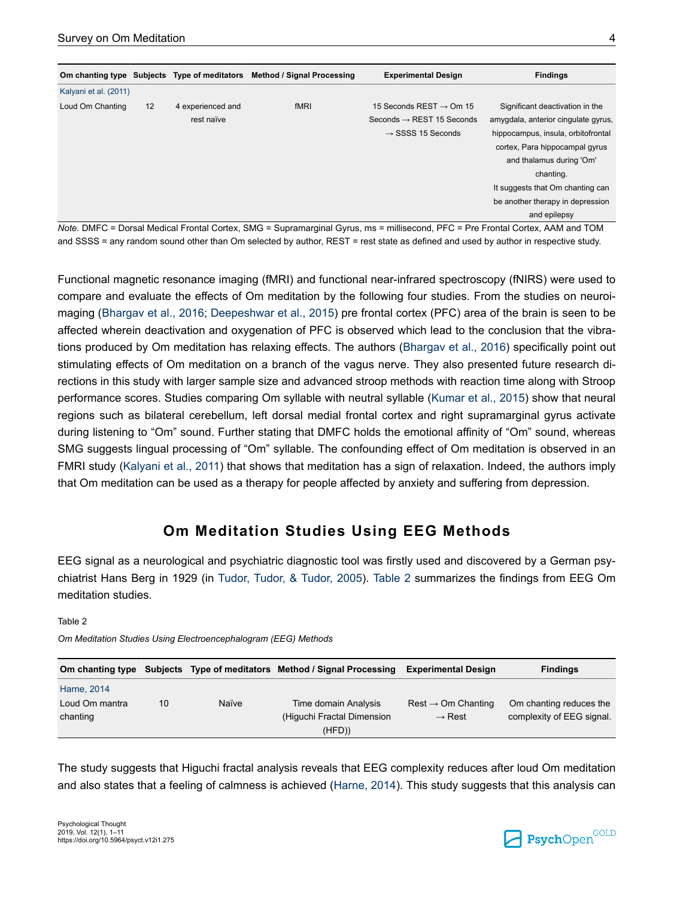| Om chanting type | Subjects | Type of meditators | Method / Signal Processing | Experimental Design | Findings |
|---|---|---|---|---|---|
| Kalyani et al. (2011) | | | | | |
| Loud Om Chanting | 12 | 4 experienced and rest naïve | fMRI | 15 Seconds REST → Om 15 Seconds → REST 15 Seconds → SSSS 15 Seconds | Significant deactivation in the amygdala, anterior cingulate gyrus, hippocampus, insula, orbitofrontal cortex, Para hippocampal gyrus and thalamus during 'Om' chanting. It suggests that Om chanting can be another therapy in depression and epilepsy |

*Note.* DMFC = Dorsal Medical Frontal Cortex, SMG = Supramarginal Gyrus, ms = millisecond, PFC = Pre Frontal Cortex, AAM and TOM and SSSS = any random sound other than Om selected by author, REST = rest state as defined and used by author in respective study.

Functional magnetic resonance imaging (fMRI) and functional near-infrared spectroscopy (fNIRS) were used to compare and evaluate the effects of Om meditation by the following four studies. From the studies on neuroimaging (Bhargav et al., 2016; Deepeshwar et al., 2015) pre frontal cortex (PFC) area of the brain is seen to be affected wherein deactivation and oxygenation of PFC is observed which lead to the conclusion that the vibrations produced by Om meditation has relaxing effects. The authors (Bhargav et al., 2016) specifically point out stimulating effects of Om meditation on a branch of the vagus nerve. They also presented future research directions in this study with larger sample size and advanced stroop methods with reaction time along with Stroop performance scores. Studies comparing Om syllable with neutral syllable (Kumar et al., 2015) show that neural regions such as bilateral cerebellum, left dorsal medial frontal cortex and right supramarginal gyrus activate during listening to "Om" sound. Further stating that DMFC holds the emotional affinity of "Om" sound, whereas SMG suggests lingual processing of "Om" syllable. The confounding effect of Om meditation is observed in an FMRI study (Kalyani et al., 2011) that shows that meditation has a sign of relaxation. Indeed, the authors imply that Om meditation can be used as a therapy for people affected by anxiety and suffering from depression.

## Om Meditation Studies Using EEG Methods

EEG signal as a neurological and psychiatric diagnostic tool was firstly used and discovered by a German psychiatrist Hans Berg in 1929 (in Tudor, Tudor, & Tudor, 2005). Table 2 summarizes the findings from EEG Om meditation studies.

Table 2

*Om Meditation Studies Using Electroencephalogram (EEG) Methods*

| Om chanting type | Subjects | Type of meditators | Method / Signal Processing | Experimental Design | Findings |
|---|---|---|---|---|---|
| Harne, 2014 | | | | | |
| Loud Om mantra chanting | 10 | Naïve | Time domain Analysis (Higuchi Fractal Dimension (HFD)) | Rest → Om Chanting → Rest | Om chanting reduces the complexity of EEG signal. |

The study suggests that Higuchi fractal analysis reveals that EEG complexity reduces after loud Om meditation and also states that a feeling of calmness is achieved (Harne, 2014). This study suggests that this analysis can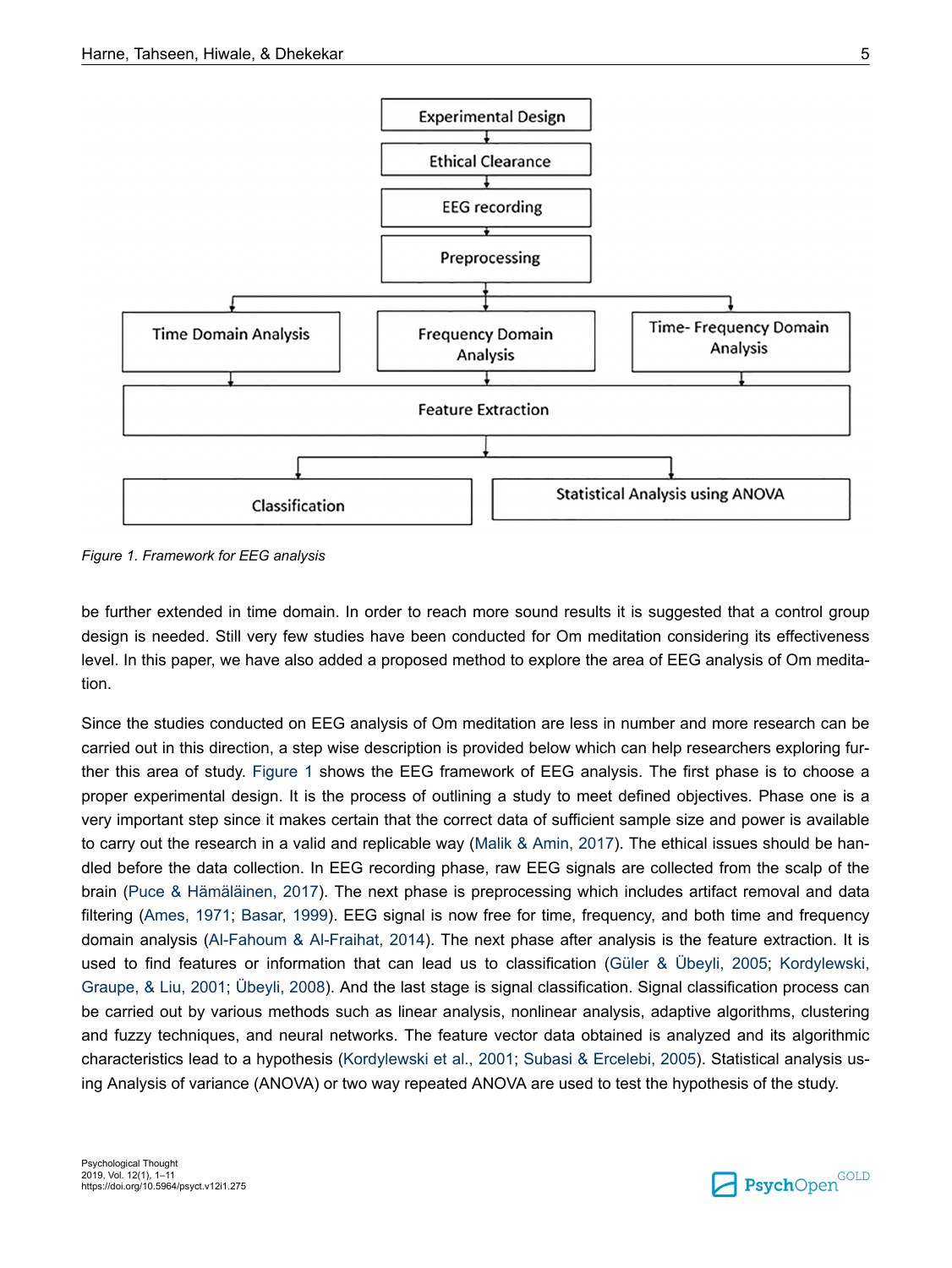Experimental Design → Ethical Clearance → EEG recording → Preprocessing → Time Domain Analysis / Frequency Domain Analysis / Time- Frequency Domain Analysis → Feature Extraction → Classification / Statistical Analysis using ANOVA

*Figure 1.* *Framework for EEG analysis*

be further extended in time domain. In order to reach more sound results it is suggested that a control group design is needed. Still very few studies have been conducted for Om meditation considering its effectiveness level. In this paper, we have also added a proposed method to explore the area of EEG analysis of Om meditation.

Since the studies conducted on EEG analysis of Om meditation are less in number and more research can be carried out in this direction, a step wise description is provided below which can help researchers exploring further this area of study. Figure 1 shows the EEG framework of EEG analysis. The first phase is to choose a proper experimental design. It is the process of outlining a study to meet defined objectives. Phase one is a very important step since it makes certain that the correct data of sufficient sample size and power is available to carry out the research in a valid and replicable way (Malik & Amin, 2017). The ethical issues should be handled before the data collection. In EEG recording phase, raw EEG signals are collected from the scalp of the brain (Puce & Hämäläinen, 2017). The next phase is preprocessing which includes artifact removal and data filtering (Ames, 1971; Basar, 1999). EEG signal is now free for time, frequency, and both time and frequency domain analysis (Al-Fahoum & Al-Fraihat, 2014). The next phase after analysis is the feature extraction. It is used to find features or information that can lead us to classification (Güler & Übeyli, 2005; Kordylewski, Graupe, & Liu, 2001; Übeyli, 2008). And the last stage is signal classification. Signal classification process can be carried out by various methods such as linear analysis, nonlinear analysis, adaptive algorithms, clustering and fuzzy techniques, and neural networks. The feature vector data obtained is analyzed and its algorithmic characteristics lead to a hypothesis (Kordylewski et al., 2001; Subasi & Ercelebi, 2005). Statistical analysis using Analysis of variance (ANOVA) or two way repeated ANOVA are used to test the hypothesis of the study.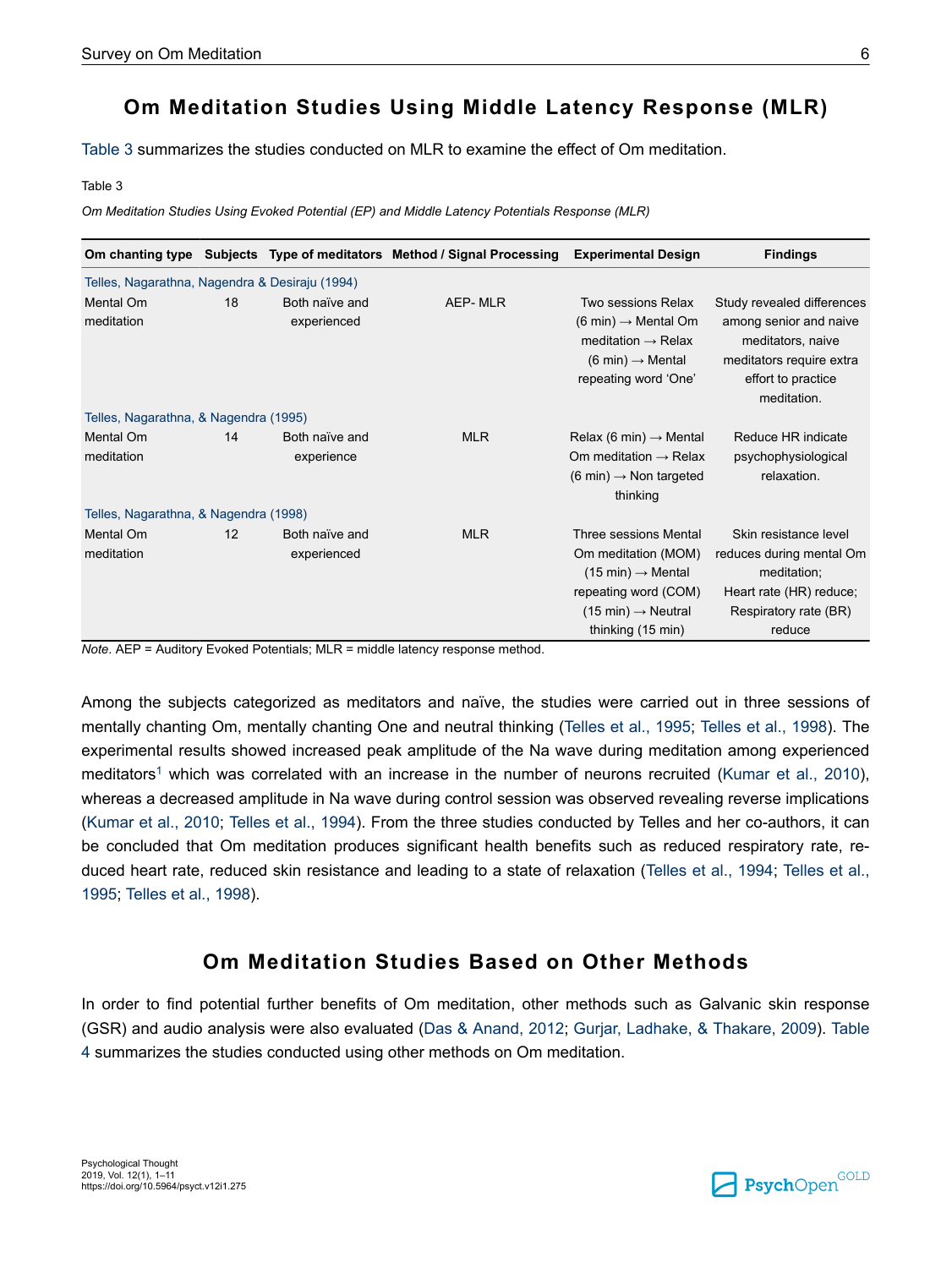## Om Meditation Studies Using Middle Latency Response (MLR)

Table 3 summarizes the studies conducted on MLR to examine the effect of Om meditation.

Table 3

*Om Meditation Studies Using Evoked Potential (EP) and Middle Latency Potentials Response (MLR)*

| Om chanting type | Subjects | Type of meditators | Method / Signal Processing | Experimental Design | Findings |
|---|---|---|---|---|---|
| Telles, Nagarathna, Nagendra & Desiraju (1994) | | | | | |
| Mental Om meditation | 18 | Both naïve and experienced | AEP- MLR | Two sessions Relax (6 min) → Mental Om meditation → Relax (6 min) → Mental repeating word 'One' | Study revealed differences among senior and naive meditators, naive meditators require extra effort to practice meditation. |
| Telles, Nagarathna, & Nagendra (1995) | | | | | |
| Mental Om meditation | 14 | Both naïve and experience | MLR | Relax (6 min) → Mental Om meditation → Relax (6 min) → Non targeted thinking | Reduce HR indicate psychophysiological relaxation. |
| Telles, Nagarathna, & Nagendra (1998) | | | | | |
| Mental Om meditation | 12 | Both naïve and experienced | MLR | Three sessions Mental Om meditation (MOM) (15 min) → Mental repeating word (COM) (15 min) → Neutral thinking (15 min) | Skin resistance level reduces during mental Om meditation; Heart rate (HR) reduce; Respiratory rate (BR) reduce |

*Note*. AEP = Auditory Evoked Potentials; MLR = middle latency response method.

Among the subjects categorized as meditators and naïve, the studies were carried out in three sessions of mentally chanting Om, mentally chanting One and neutral thinking (Telles et al., 1995; Telles et al., 1998). The experimental results showed increased peak amplitude of the Na wave during meditation among experienced meditators[1] which was correlated with an increase in the number of neurons recruited (Kumar et al., 2010), whereas a decreased amplitude in Na wave during control session was observed revealing reverse implications (Kumar et al., 2010; Telles et al., 1994). From the three studies conducted by Telles and her co-authors, it can be concluded that Om meditation produces significant health benefits such as reduced respiratory rate, reduced heart rate, reduced skin resistance and leading to a state of relaxation (Telles et al., 1994; Telles et al., 1995; Telles et al., 1998).

## Om Meditation Studies Based on Other Methods

In order to find potential further benefits of Om meditation, other methods such as Galvanic skin response (GSR) and audio analysis were also evaluated (Das & Anand, 2012; Gurjar, Ladhake, & Thakare, 2009). Table 4 summarizes the studies conducted using other methods on Om meditation.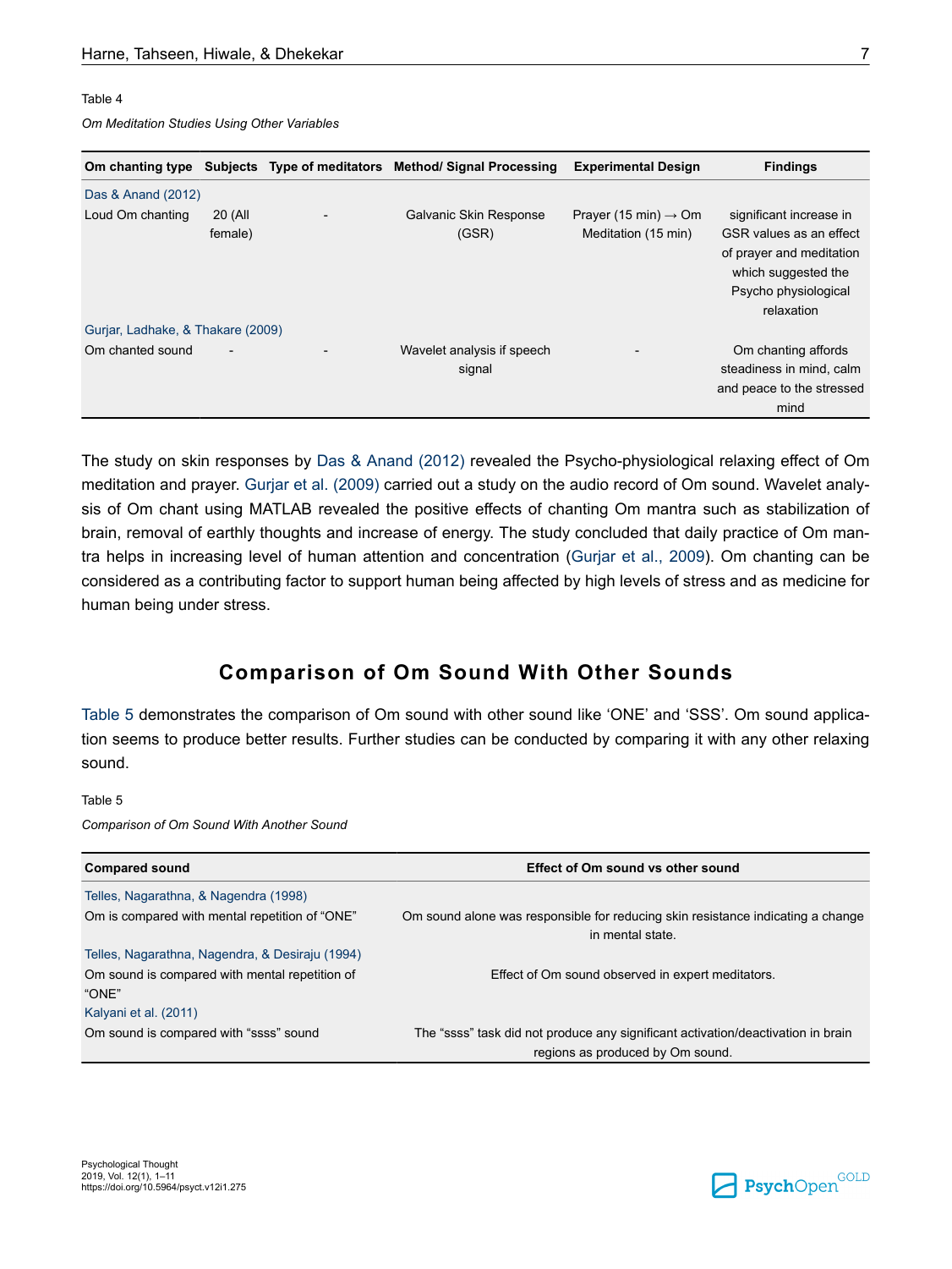Table 4

*Om Meditation Studies Using Other Variables*

| Om chanting type | Subjects | Type of meditators | Method/ Signal Processing | Experimental Design | Findings |
|---|---|---|---|---|---|
| Das & Anand (2012) | | | | | |
| Loud Om chanting | 20 (All female) | - | Galvanic Skin Response (GSR) | Prayer (15 min) → Om Meditation (15 min) | significant increase in GSR values as an effect of prayer and meditation which suggested the Psycho physiological relaxation |
| Gurjar, Ladhake, & Thakare (2009) | | | | | |
| Om chanted sound | - | - | Wavelet analysis if speech signal | - | Om chanting affords steadiness in mind, calm and peace to the stressed mind |

The study on skin responses by Das & Anand (2012) revealed the Psycho-physiological relaxing effect of Om meditation and prayer. Gurjar et al. (2009) carried out a study on the audio record of Om sound. Wavelet analysis of Om chant using MATLAB revealed the positive effects of chanting Om mantra such as stabilization of brain, removal of earthly thoughts and increase of energy. The study concluded that daily practice of Om mantra helps in increasing level of human attention and concentration (Gurjar et al., 2009). Om chanting can be considered as a contributing factor to support human being affected by high levels of stress and as medicine for human being under stress.

## Comparison of Om Sound With Other Sounds

Table 5 demonstrates the comparison of Om sound with other sound like 'ONE' and 'SSS'. Om sound application seems to produce better results. Further studies can be conducted by comparing it with any other relaxing sound.

Table 5

*Comparison of Om Sound With Another Sound*

| Compared sound | Effect of Om sound vs other sound |
|---|---|
| Telles, Nagarathna, & Nagendra (1998) | |
| Om is compared with mental repetition of "ONE" | Om sound alone was responsible for reducing skin resistance indicating a change in mental state. |
| Telles, Nagarathna, Nagendra, & Desiraju (1994) | |
| Om sound is compared with mental repetition of "ONE" | Effect of Om sound observed in expert meditators. |
| Kalyani et al. (2011) | |
| Om sound is compared with "ssss" sound | The "ssss" task did not produce any significant activation/deactivation in brain regions as produced by Om sound. |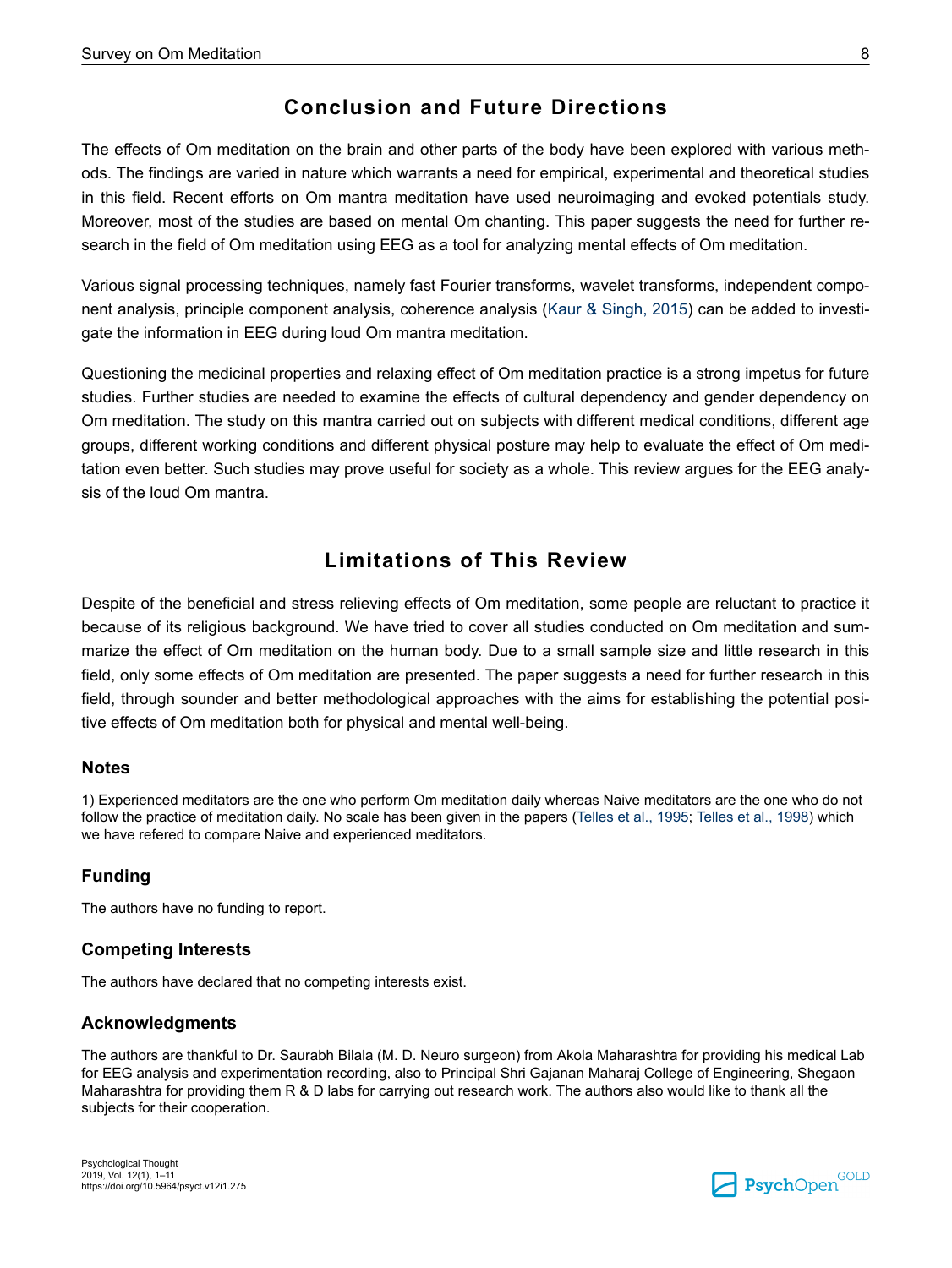## Conclusion and Future Directions

The effects of Om meditation on the brain and other parts of the body have been explored with various methods. The findings are varied in nature which warrants a need for empirical, experimental and theoretical studies in this field. Recent efforts on Om mantra meditation have used neuroimaging and evoked potentials study. Moreover, most of the studies are based on mental Om chanting. This paper suggests the need for further research in the field of Om meditation using EEG as a tool for analyzing mental effects of Om meditation.

Various signal processing techniques, namely fast Fourier transforms, wavelet transforms, independent component analysis, principle component analysis, coherence analysis (Kaur & Singh, 2015) can be added to investigate the information in EEG during loud Om mantra meditation.

Questioning the medicinal properties and relaxing effect of Om meditation practice is a strong impetus for future studies. Further studies are needed to examine the effects of cultural dependency and gender dependency on Om meditation. The study on this mantra carried out on subjects with different medical conditions, different age groups, different working conditions and different physical posture may help to evaluate the effect of Om meditation even better. Such studies may prove useful for society as a whole. This review argues for the EEG analysis of the loud Om mantra.

## Limitations of This Review

Despite of the beneficial and stress relieving effects of Om meditation, some people are reluctant to practice it because of its religious background. We have tried to cover all studies conducted on Om meditation and summarize the effect of Om meditation on the human body. Due to a small sample size and little research in this field, only some effects of Om meditation are presented. The paper suggests a need for further research in this field, through sounder and better methodological approaches with the aims for establishing the potential positive effects of Om meditation both for physical and mental well-being.

### Notes

1) Experienced meditators are the one who perform Om meditation daily whereas Naive meditators are the one who do not follow the practice of meditation daily. No scale has been given in the papers (Telles et al., 1995; Telles et al., 1998) which we have refered to compare Naive and experienced meditators.

### Funding

The authors have no funding to report.

### Competing Interests

The authors have declared that no competing interests exist.

### Acknowledgments

The authors are thankful to Dr. Saurabh Bilala (M. D. Neuro surgeon) from Akola Maharashtra for providing his medical Lab for EEG analysis and experimentation recording, also to Principal Shri Gajanan Maharaj College of Engineering, Shegaon Maharashtra for providing them R & D labs for carrying out research work. The authors also would like to thank all the subjects for their cooperation.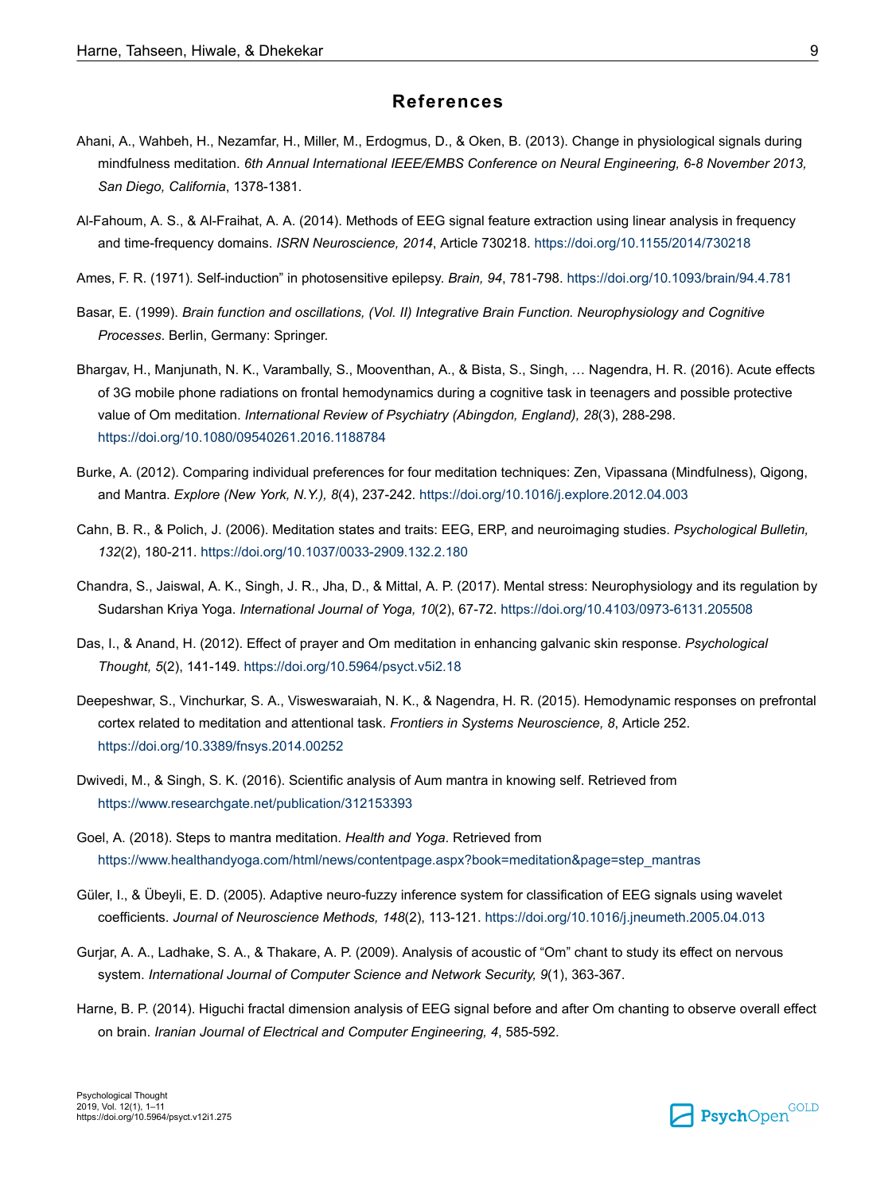## References

Ahani, A., Wahbeh, H., Nezamfar, H., Miller, M., Erdogmus, D., & Oken, B. (2013). Change in physiological signals during mindfulness meditation. *6th Annual International IEEE/EMBS Conference on Neural Engineering, 6-8 November 2013, San Diego, California*, 1378-1381.

Al-Fahoum, A. S., & Al-Fraihat, A. A. (2014). Methods of EEG signal feature extraction using linear analysis in frequency and time-frequency domains. *ISRN Neuroscience, 2014*, Article 730218. https://doi.org/10.1155/2014/730218

Ames, F. R. (1971). Self-induction" in photosensitive epilepsy. *Brain, 94*, 781-798. https://doi.org/10.1093/brain/94.4.781

Basar, E. (1999). *Brain function and oscillations, (Vol. II) Integrative Brain Function. Neurophysiology and Cognitive Processes*. Berlin, Germany: Springer.

Bhargav, H., Manjunath, N. K., Varambally, S., Mooventhan, A., & Bista, S., Singh, … Nagendra, H. R. (2016). Acute effects of 3G mobile phone radiations on frontal hemodynamics during a cognitive task in teenagers and possible protective value of Om meditation. *International Review of Psychiatry (Abingdon, England), 28*(3), 288-298. https://doi.org/10.1080/09540261.2016.1188784

Burke, A. (2012). Comparing individual preferences for four meditation techniques: Zen, Vipassana (Mindfulness), Qigong, and Mantra. *Explore (New York, N.Y.), 8*(4), 237-242. https://doi.org/10.1016/j.explore.2012.04.003

Cahn, B. R., & Polich, J. (2006). Meditation states and traits: EEG, ERP, and neuroimaging studies. *Psychological Bulletin, 132*(2), 180-211. https://doi.org/10.1037/0033-2909.132.2.180

Chandra, S., Jaiswal, A. K., Singh, J. R., Jha, D., & Mittal, A. P. (2017). Mental stress: Neurophysiology and its regulation by Sudarshan Kriya Yoga. *International Journal of Yoga, 10*(2), 67-72. https://doi.org/10.4103/0973-6131.205508

Das, I., & Anand, H. (2012). Effect of prayer and Om meditation in enhancing galvanic skin response. *Psychological Thought, 5*(2), 141-149. https://doi.org/10.5964/psyct.v5i2.18

Deepeshwar, S., Vinchurkar, S. A., Visweswaraiah, N. K., & Nagendra, H. R. (2015). Hemodynamic responses on prefrontal cortex related to meditation and attentional task. *Frontiers in Systems Neuroscience, 8*, Article 252. https://doi.org/10.3389/fnsys.2014.00252

Dwivedi, M., & Singh, S. K. (2016). Scientific analysis of Aum mantra in knowing self. Retrieved from https://www.researchgate.net/publication/312153393

Goel, A. (2018). Steps to mantra meditation. *Health and Yoga*. Retrieved from https://www.healthandyoga.com/html/news/contentpage.aspx?book=meditation&page=step_mantras

Güler, I., & Übeyli, E. D. (2005). Adaptive neuro-fuzzy inference system for classification of EEG signals using wavelet coefficients. *Journal of Neuroscience Methods, 148*(2), 113-121. https://doi.org/10.1016/j.jneumeth.2005.04.013

Gurjar, A. A., Ladhake, S. A., & Thakare, A. P. (2009). Analysis of acoustic of "Om" chant to study its effect on nervous system. *International Journal of Computer Science and Network Security, 9*(1), 363-367.

Harne, B. P. (2014). Higuchi fractal dimension analysis of EEG signal before and after Om chanting to observe overall effect on brain. *Iranian Journal of Electrical and Computer Engineering, 4*, 585-592.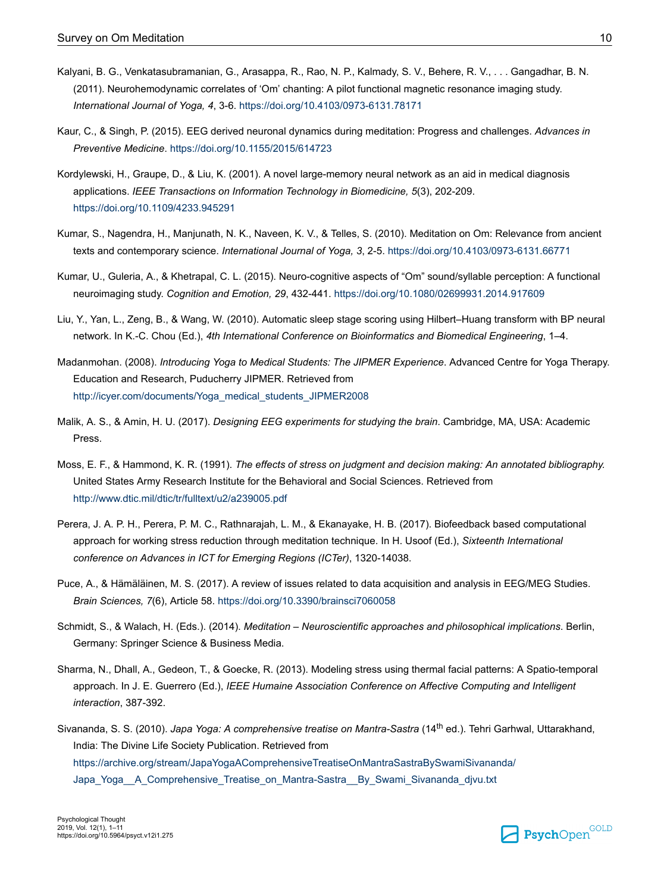Kalyani, B. G., Venkatasubramanian, G., Arasappa, R., Rao, N. P., Kalmady, S. V., Behere, R. V., . . . Gangadhar, B. N. (2011). Neurohemodynamic correlates of 'Om' chanting: A pilot functional magnetic resonance imaging study. *International Journal of Yoga, 4*, 3-6. https://doi.org/10.4103/0973-6131.78171

Kaur, C., & Singh, P. (2015). EEG derived neuronal dynamics during meditation: Progress and challenges. *Advances in Preventive Medicine*. https://doi.org/10.1155/2015/614723

Kordylewski, H., Graupe, D., & Liu, K. (2001). A novel large-memory neural network as an aid in medical diagnosis applications. *IEEE Transactions on Information Technology in Biomedicine, 5*(3), 202-209. https://doi.org/10.1109/4233.945291

Kumar, S., Nagendra, H., Manjunath, N. K., Naveen, K. V., & Telles, S. (2010). Meditation on Om: Relevance from ancient texts and contemporary science. *International Journal of Yoga, 3*, 2-5. https://doi.org/10.4103/0973-6131.66771

Kumar, U., Guleria, A., & Khetrapal, C. L. (2015). Neuro-cognitive aspects of "Om" sound/syllable perception: A functional neuroimaging study. *Cognition and Emotion, 29*, 432-441. https://doi.org/10.1080/02699931.2014.917609

Liu, Y., Yan, L., Zeng, B., & Wang, W. (2010). Automatic sleep stage scoring using Hilbert–Huang transform with BP neural network. In K.-C. Chou (Ed.), *4th International Conference on Bioinformatics and Biomedical Engineering*, 1–4.

Madanmohan. (2008). *Introducing Yoga to Medical Students: The JIPMER Experience*. Advanced Centre for Yoga Therapy. Education and Research, Puducherry JIPMER. Retrieved from http://icyer.com/documents/Yoga_medical_students_JIPMER2008

Malik, A. S., & Amin, H. U. (2017). *Designing EEG experiments for studying the brain*. Cambridge, MA, USA: Academic Press.

Moss, E. F., & Hammond, K. R. (1991). *The effects of stress on judgment and decision making: An annotated bibliography.* United States Army Research Institute for the Behavioral and Social Sciences. Retrieved from http://www.dtic.mil/dtic/tr/fulltext/u2/a239005.pdf

Perera, J. A. P. H., Perera, P. M. C., Rathnarajah, L. M., & Ekanayake, H. B. (2017). Biofeedback based computational approach for working stress reduction through meditation technique. In H. Usoof (Ed.), *Sixteenth International conference on Advances in ICT for Emerging Regions (ICTer)*, 1320-14038.

Puce, A., & Hämäläinen, M. S. (2017). A review of issues related to data acquisition and analysis in EEG/MEG Studies. *Brain Sciences, 7*(6), Article 58. https://doi.org/10.3390/brainsci7060058

Schmidt, S., & Walach, H. (Eds.). (2014). *Meditation – Neuroscientific approaches and philosophical implications*. Berlin, Germany: Springer Science & Business Media.

Sharma, N., Dhall, A., Gedeon, T., & Goecke, R. (2013). Modeling stress using thermal facial patterns: A Spatio-temporal approach. In J. E. Guerrero (Ed.), *IEEE Humaine Association Conference on Affective Computing and Intelligent interaction*, 387-392.

Sivananda, S. S. (2010). *Japa Yoga: A comprehensive treatise on Mantra-Sastra* (14th ed.). Tehri Garhwal, Uttarakhand, India: The Divine Life Society Publication. Retrieved from https://archive.org/stream/JapaYogaAComprehensiveTreatiseOnMantraSastraBySwamiSivananda/Japa_Yoga__A_Comprehensive_Treatise_on_Mantra-Sastra__By_Swami_Sivananda_djvu.txt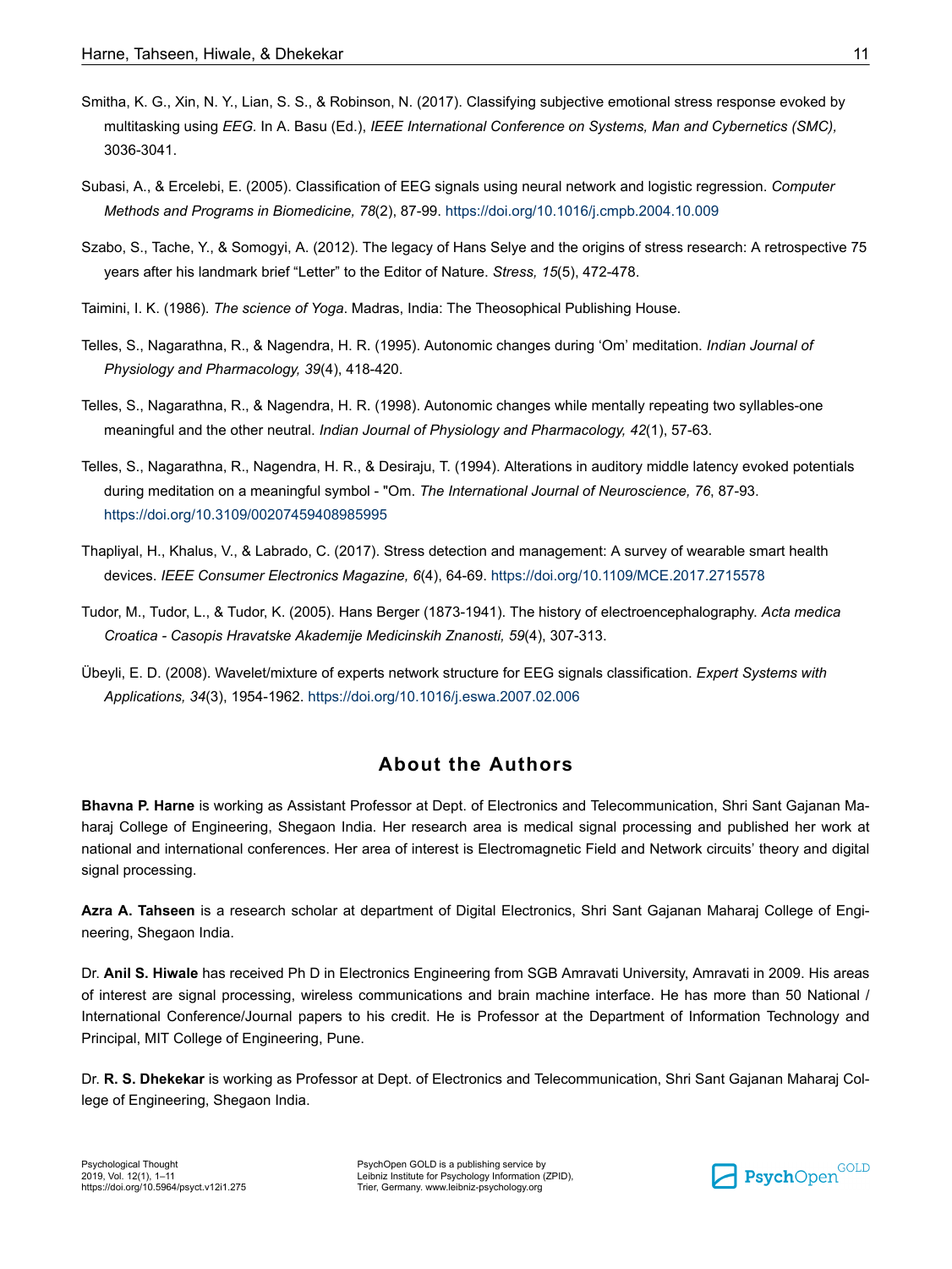Smitha, K. G., Xin, N. Y., Lian, S. S., & Robinson, N. (2017). Classifying subjective emotional stress response evoked by multitasking using *EEG*. In A. Basu (Ed.), *IEEE International Conference on Systems, Man and Cybernetics (SMC),* 3036-3041.

Subasi, A., & Ercelebi, E. (2005). Classification of EEG signals using neural network and logistic regression. *Computer Methods and Programs in Biomedicine, 78*(2), 87-99. https://doi.org/10.1016/j.cmpb.2004.10.009

Szabo, S., Tache, Y., & Somogyi, A. (2012). The legacy of Hans Selye and the origins of stress research: A retrospective 75 years after his landmark brief "Letter" to the Editor of Nature. *Stress, 15*(5), 472-478.

Taimini, I. K. (1986). *The science of Yoga*. Madras, India: The Theosophical Publishing House.

Telles, S., Nagarathna, R., & Nagendra, H. R. (1995). Autonomic changes during 'Om' meditation. *Indian Journal of Physiology and Pharmacology, 39*(4), 418-420.

Telles, S., Nagarathna, R., & Nagendra, H. R. (1998). Autonomic changes while mentally repeating two syllables-one meaningful and the other neutral. *Indian Journal of Physiology and Pharmacology, 42*(1), 57-63.

Telles, S., Nagarathna, R., Nagendra, H. R., & Desiraju, T. (1994). Alterations in auditory middle latency evoked potentials during meditation on a meaningful symbol - "Om. *The International Journal of Neuroscience, 76*, 87-93. https://doi.org/10.3109/00207459408985995

Thapliyal, H., Khalus, V., & Labrado, C. (2017). Stress detection and management: A survey of wearable smart health devices. *IEEE Consumer Electronics Magazine, 6*(4), 64-69. https://doi.org/10.1109/MCE.2017.2715578

Tudor, M., Tudor, L., & Tudor, K. (2005). Hans Berger (1873-1941). The history of electroencephalography. *Acta medica Croatica - Casopis Hravatske Akademije Medicinskih Znanosti, 59*(4), 307-313.

Übeyli, E. D. (2008). Wavelet/mixture of experts network structure for EEG signals classification. *Expert Systems with Applications, 34*(3), 1954-1962. https://doi.org/10.1016/j.eswa.2007.02.006

## About the Authors

**Bhavna P. Harne** is working as Assistant Professor at Dept. of Electronics and Telecommunication, Shri Sant Gajanan Maharaj College of Engineering, Shegaon India. Her research area is medical signal processing and published her work at national and international conferences. Her area of interest is Electromagnetic Field and Network circuits' theory and digital signal processing.

**Azra A. Tahseen** is a research scholar at department of Digital Electronics, Shri Sant Gajanan Maharaj College of Engineering, Shegaon India.

Dr. **Anil S. Hiwale** has received Ph D in Electronics Engineering from SGB Amravati University, Amravati in 2009. His areas of interest are signal processing, wireless communications and brain machine interface. He has more than 50 National / International Conference/Journal papers to his credit. He is Professor at the Department of Information Technology and Principal, MIT College of Engineering, Pune.

Dr. **R. S. Dhekekar** is working as Professor at Dept. of Electronics and Telecommunication, Shri Sant Gajanan Maharaj College of Engineering, Shegaon India.